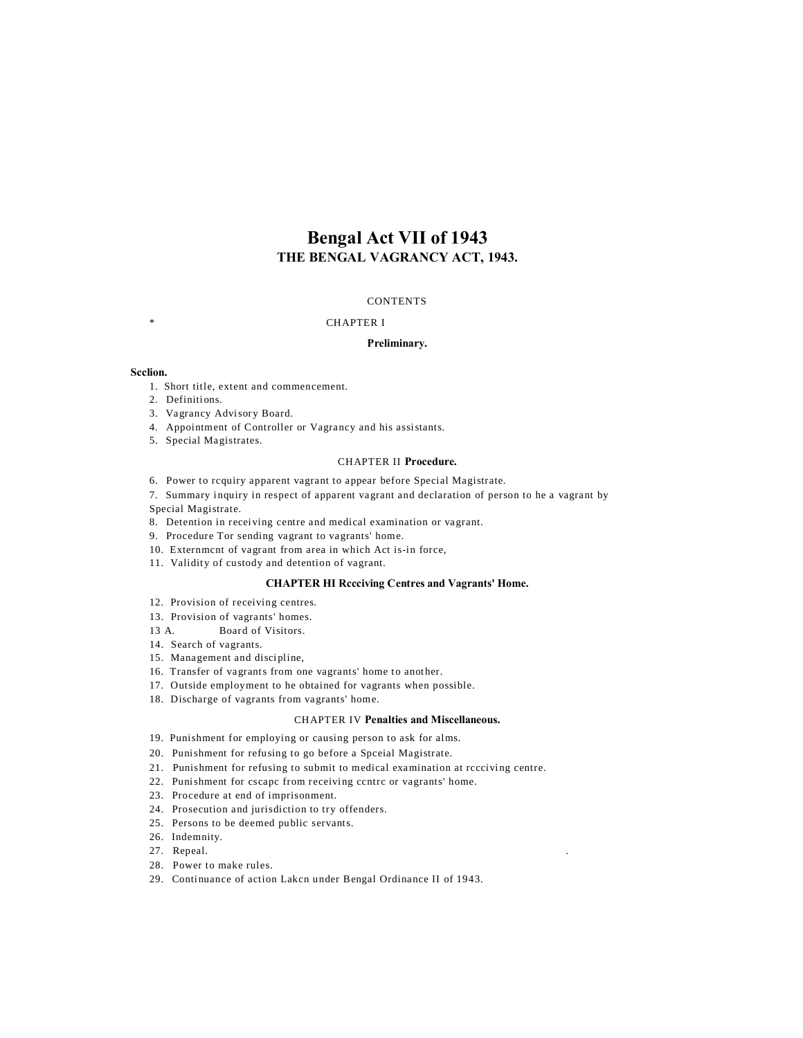# Bengal Act VII of 1943
## THE BENGAL VAGRANCY ACT, 1943.

CONTENTS

\* CHAPTER I

**Preliminary.**

**Scclion.**

1. Short title, extent and commencement.
2. Definitions.
3. Vagrancy Advisory Board.
4. Appointment of Controller or Vagrancy and his assistants.
5. Special Magistrates.

CHAPTER II **Procedure.**

6. Power to rcquiry apparent vagrant to appear before Special Magistrate.
7. Summary inquiry in respect of apparent vagrant and declaration of person to he a vagrant by Special Magistrate.
8. Detention in receiving centre and medical examination or vagrant.
9. Procedure Tor sending vagrant to vagrants' home.
10. Externmcnt of vagrant from area in which Act is-in force,
11. Validity of custody and detention of vagrant.

**CHAPTER HI Rccciving Centres and Vagrants' Home.**

12. Provision of receiving centres.
13. Provision of vagrants' homes.

13 A. Board of Visitors.

14. Search of vagrants.
15. Management and discipline,
16. Transfer of vagrants from one vagrants' home to another.
17. Outside employment to he obtained for vagrants when possible.
18. Discharge of vagrants from vagrants' home.

CHAPTER IV **Penalties and Miscellaneous.**

19. Punishment for employing or causing person to ask for alms.
20. Punishment for refusing to go before a Spceial Magistrate.
21. Punishment for refusing to submit to medical examination at rccciving centre.
22. Punishment for cscapc from receiving ccntrc or vagrants' home.
23. Procedure at end of imprisonment.
24. Prosecution and jurisdiction to try offenders.
25. Persons to be deemed public servants.
26. Indemnity.
27. Repeal.
28. Power to make rules.
29. Continuance of action Lakcn under Bengal Ordinance II of 1943.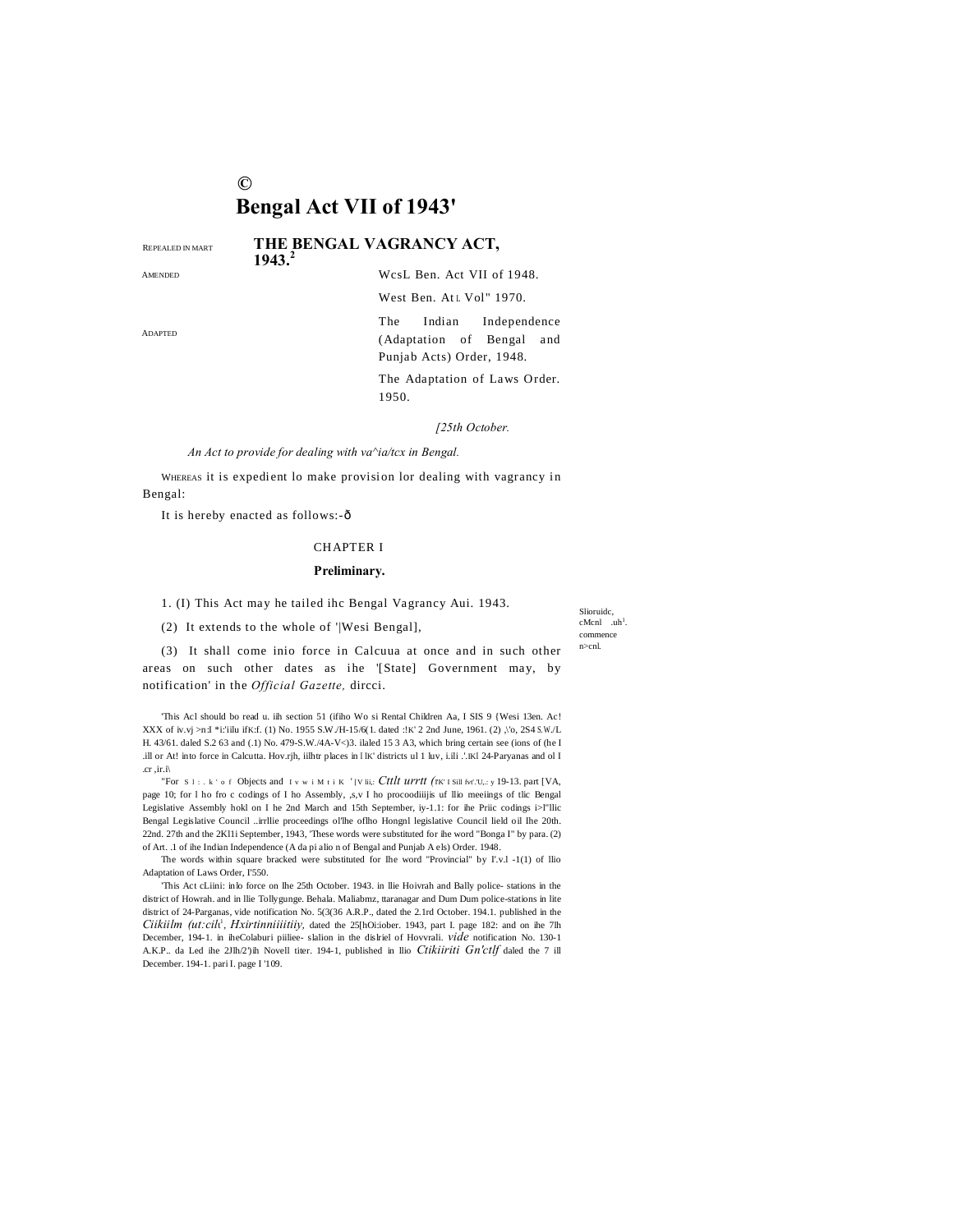©

# Bengal Act VII of 1943'

## THE BENGAL VAGRANCY ACT, 1943.[2]

REPEALED IN MART

AMENDED

WcsL Ben. Act VII of 1948.

West Ben. At l. Vol" 1970.

ADAPTED

The Indian Independence (Adaptation of Bengal and Punjab Acts) Order, 1948.

The Adaptation of Laws Order. 1950.

*[25th October.*

*An Act to provide for dealing with va^ia/tcx in Bengal.*

WHEREAS it is expedient lo make provision lor dealing with vagrancy in Bengal:

It is hereby enacted as follows:-ð

CHAPTER I

**Preliminary.**

Slioruidc, cMcnl .uh[1]. commence n>cnl.

1. (I) This Act may he tailed ihc Bengal Vagrancy Aui. 1943.

(2) It extends to the whole of '|Wesi Bengal],

(3) It shall come inio force in Calcuua at once and in such other areas on such other dates as ihe '[State] Government may, by notification' in the *Official Gazette,* dircci.

'This Acl should bo read u. iih section 51 (ifiho Wo si Rental Children Aa, I SIS 9 {Wesi 13en. Ac! XXX of iv.vj >n:I *i:'iilu ifK:f. (1) No. 1955 S.W./H-15/6(1. dated :!K' 2 2nd June, 1961. (2) ,\'o, 2S4 S.W./L H. 43/61. daled S.2 63 and (.1) No. 479-S.W./4A-V<)3. ilaled 15 3 A3, which bring certain see (ions of (he I .ill or At! into force in Calcutta. Hov.rjh, iilhtr places in l lK' districts ul 1 luv, i.ili .'.lKl 24-Paryanas and ol I .cr ,ir.i\

"For S l : . k ' o f Objects and I v w i M t i K ' [V lii,: *Cttlt urrtt (*TK' I Sill fvr'.'U,.: y 19-13. part [VA, page 10; for l ho fro c codings of I ho Assembly, ,s,v I he procoodiiijis uf llio meeiings of tlic Bengal Legislative Assembly hokl on I he 2nd March and 15th September, iy-1.1: for ihe Priic codings i>l"llic Bengal Legislative Council ..irrllie proceedings ol'lhe oflho Hongnl legislative Council lield oil Ihe 20th. 22nd. 27th and the 2Kl1i September, 1943, 'These words were substituted for ihe word "Bonga I" by para. (2) of Art. .1 of ihe Indian Independence (A da pi alio n of Bengal and Punjab A els) Order. 1948.

The words within square bracked were substituted for Ihe word "Provincial" by I'.v.I -1(1) of llio Adaptation of Laws Order, I'550.

'This Act cLiini: inlo force on Ihe 25th October. 1943. in llie Hoivrah and Bally police- stations in the district of Howrah. and in llie Tollygunge. Behala. Maliabmz, ttaranagar and Dum Dum police-stations in lite district of 24-Parganas, vide notification No. 5(3(36 A.R.P., dated the 2.1rd October. 194.1. published in the *Ciikiilm (ut:cil*[1]*, Hxirtinniiiitiiy,* dated the 25[hOi:iober. 1943, part I. page 182: and on ihe 7lh December, 194-1. in iheColaburi piiliee- slalion in the dislriel of Hovvrali. *vide* notification No. 130-1 A.K.P.. da Led ihe 2Jlh/2')ih Novell titer. 194-1, published in llio *Ctikiiriti Gn'ctlf* daled the 7 ill December. 194-1. pari I. page I '109.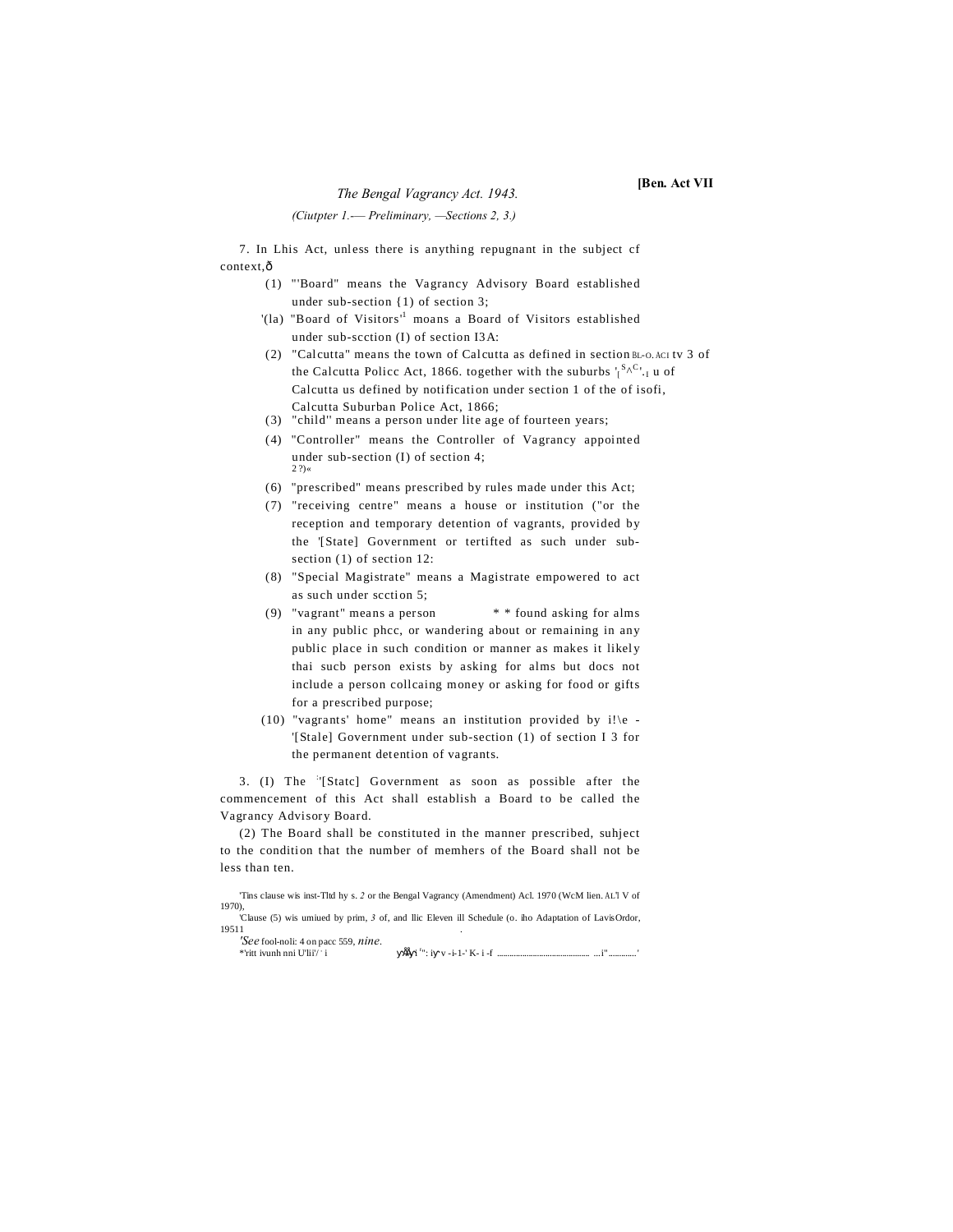# The Bengal Vagrancy Act. 1943.

*(Ciutpter 1.-— Preliminary, —Sections 2, 3.)*

7. In Lhis Act, unless there is anything repugnant in the subject cf context,ð

(1) "'Board" means the Vagrancy Advisory Board established under sub-section {1) of section 3;

'(la) "Board of Visitors'[1] moans a Board of Visitors established under sub-scction (I) of section I3A:

(2) "Calcutta" means the town of Calcutta as defined in section BL-O. ACI tv 3 of the Calcutta Policc Act, 1866. together with the suburbs '[S^C'.1 u of Calcutta us defined by notification under section 1 of the of isofi, Calcutta Suburban Police Act, 1866;

(3) "child'' means a person under lite age of fourteen years;

(4) "Controller" means the Controller of Vagrancy appointed under sub-section (I) of section 4;

2 ?)«

(6) "prescribed" means prescribed by rules made under this Act;

(7) "receiving centre" means a house or institution ("or the reception and temporary detention of vagrants, provided by the '[State] Government or tertifted as such under sub-section (1) of section 12:

(8) "Special Magistrate" means a Magistrate empowered to act as such under scction 5;

(9) "vagrant" means a person * * found asking for alms in any public phcc, or wandering about or remaining in any public place in such condition or manner as makes it likely thai sucb person exists by asking for alms but docs not include a person collcaing money or asking for food or gifts for a prescribed purpose;

(10) "vagrants' home" means an institution provided by i!\e -'[Stale] Government under sub-section (1) of section I 3 for the permanent detention of vagrants.

3. (I) The :'[Statc] Government as soon as possible after the commencement of this Act shall establish a Board to be called the Vagrancy Advisory Board.

(2) The Board shall be constituted in the manner prescribed, suhject to the condition that the number of memhers of the Board shall not be less than ten.

'Tins clause wis inst-Tltd hy s. *2* or the Bengal Vagrancy (Amendment) Acl. 1970 (WcM lien. AL'l V of 1970),

'Clause (5) wis umiued by prim, *3* of, and llic Eleven ill Schedule (o. iho Adaptation of LavisOrdor, 19511

*'See* fool-noli: 4 on pacc 559, *nine.*

*'ritt ivunh nni U'lii'/ ' i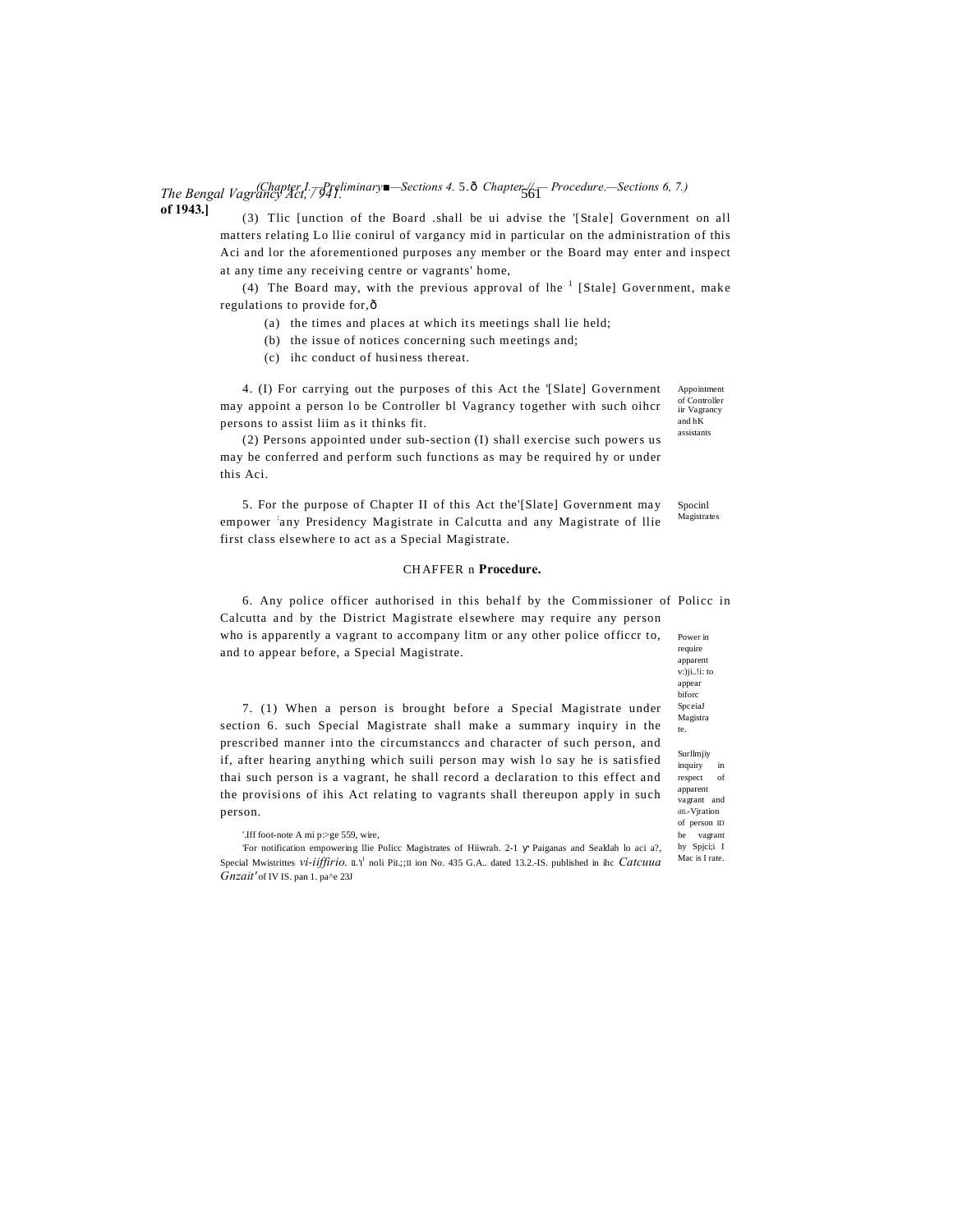(3) Tlic [unction of the Board .shall be ui advise the '[Stale] Government on all matters relating Lo llie conirul of vargancy mid in particular on the administration of this Aci and lor the aforementioned purposes any member or the Board may enter and inspect at any time any receiving centre or vagrants' home,

(4) The Board may, with the previous approval of lhe [1] [Stale] Government, make regulations to provide for,—

(a) the times and places at which its meetings shall lie held;

(b) the issue of notices concerning such meetings and;

(c) ihc conduct of husiness thereat.

Appointment of Controller iir Vagrancy and hK assistants

4. (I) For carrying out the purposes of this Act the '[Slate] Government may appoint a person lo be Controller bl Vagrancy together with such oihcr persons to assist liim as it thinks fit.

(2) Persons appointed under sub-section (I) shall exercise such powers us may be conferred and perform such functions as may be required hy or under this Aci.

Spocinl Magistrates

5. For the purpose of Chapter II of this Act the'[Slate] Government may empower any Presidency Magistrate in Calcutta and any Magistrate of llie first class elsewhere to act as a Special Magistrate.

## CHAFFER n **Procedure.**

Power in require apparent v:)ji..!i: to appear biforc SpceiaJ Magistrate.

6. Any police officer authorised in this behalf by the Commissioner of Policc in Calcutta and by the District Magistrate elsewhere may require any person who is apparently a vagrant to accompany litm or any other police officcr to, and to appear before, a Special Magistrate.

Surllmjiy inquiry in respect of apparent vagrant and dfi.-Vjration of person ID be vagrant hy Spjci;i I Mac is I rate.

7. (1) When a person is brought before a Special Magistrate under section 6. such Special Magistrate shall make a summary inquiry in the prescribed manner into the circumstanccs and character of such person, and if, after hearing anything which suili person may wish lo say he is satisfied thai such person is a vagrant, he shall record a declaration to this effect and the provisions of ihis Act relating to vagrants shall thereupon apply in such person.

'.Iff foot-note A mi p:>ge 559, wire,

'For notification empowering llie Policc Magistrates of Hiiwrah. 2-1 Paiganas and Sealdah lo aci a?, Special Mwistrittes *vi-iiffirio.* IL'I' noli Pil.;;II ion No. 435 G.A.. dated 13.2.-IS. published in ihc *Catcuua Gnzait'* of IV IS. pan 1. pa^e 23J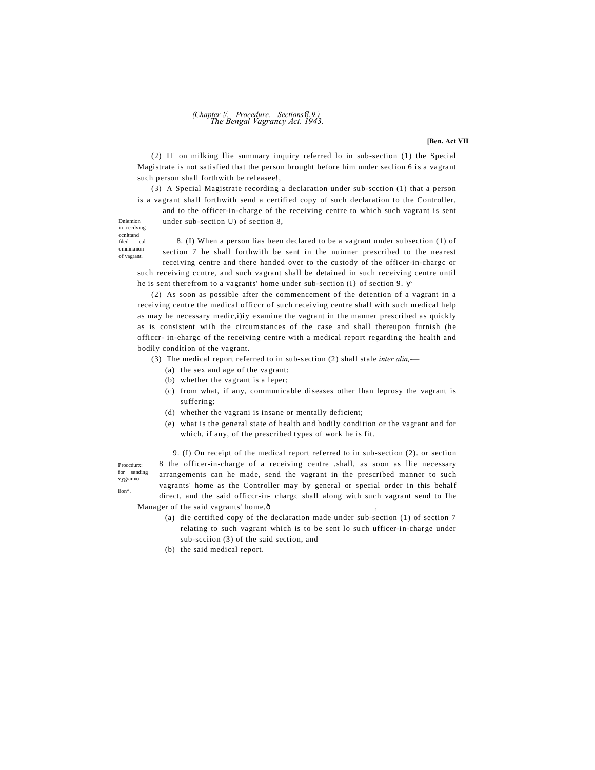(2) IT on milking llie summary inquiry referred lo in sub-section (1) the Special Magistrate is not satisfied that the person brought before him under seclion 6 is a vagrant such person shall forthwith be releasee!,

(3) A Special Magistrate recording a declaration under sub-scction (1) that a person is a vagrant shall forthwith send a certified copy of such declaration to the Controller, and to the officer-in-charge of the receiving centre to which such vagrant is sent under sub-section U) of section 8,

*Dniemion in rccdving ccnlttand filed ical omiiinaiion of vagrant.*

8. (I) When a person lias been declared to be a vagrant under subsection (1) of section 7 he shall forthwith be sent in the nuinner prescribed to the nearest receiving centre and there handed over to the custody of the officer-in-chargc or such receiving ccntre, and such vagrant shall be detained in such receiving centre until he is sent therefrom to a vagrants' home under sub-section (I} of section 9.

(2) As soon as possible after the commencement of the detention of a vagrant in a receiving centre the medical officcr of such receiving centre shall with such medical help as may he necessary medic,i)iy examine the vagrant in the manner prescribed as quickly as is consistent wiih the circumstances of the case and shall thereupon furnish (he officcr- in-ehargc of the receiving centre with a medical report regarding the health and bodily condition of the vagrant.

(3) The medical report referred to in sub-section (2) shall stale *inter alia,*—

- (a) the sex and age of the vagrant:
- (b) whether the vagrant is a leper;
- (c) from what, if any, communicable diseases other lhan leprosy the vagrant is suffering:
- (d) whether the vagrani is insane or mentally deficient;
- (e) what is the general state of health and bodily condition or the vagrant and for which, if any, of the prescribed types of work he is fit.

*Proccdurx: for sending vygramio lion\*.*

9. (I) On receipt of the medical report referred to in sub-section (2). or section 8 the officer-in-charge of a receiving centre .shall, as soon as llie necessary arrangements can he made, send the vagrant in the prescribed manner to such vagrants' home as the Controller may by general or special order in this behalf direct, and the said officcr-in- chargc shall along with such vagrant send to Ihe Manager of the said vagrants' home,—

- (a) die certified copy of the declaration made under sub-section (1) of section 7 relating to such vagrant which is to be sent lo such ufficer-in-charge under sub-scciion (3) of the said section, and
- (b) the said medical report.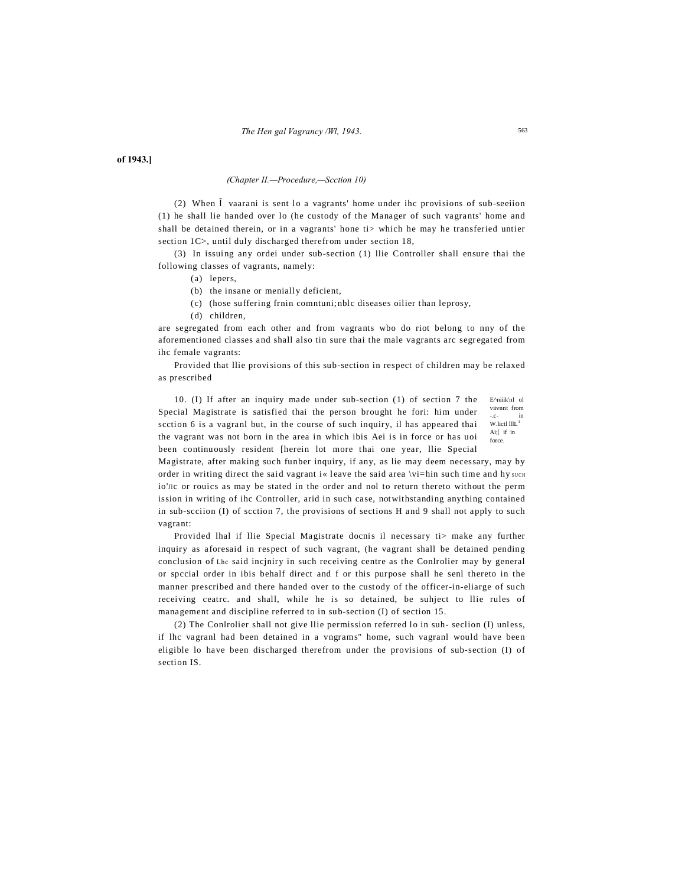of 1943.]

*(Chapter II.—Procedure,—Scction 10)*

(2) When Ĭ vaarani is sent lo a vagrants' home under ihc provisions of sub-seeiion (1) he shall lie handed over lo (he custody of the Manager of such vagrants' home and shall be detained therein, or in a vagrants' hone ti> which he may he transferied untier section 1C>, until duly discharged therefrom under section 18,

(3) In issuing any ordei under sub-section (1) llie Controller shall ensure thai the following classes of vagrants, namely:

(a) lepers,

(b) the insane or menially deficient,

(c) (hose suffering frnin comntuni;nblc diseases oilier than leprosy,

(d) children,

are segregated from each other and from vagrants wbo do riot belong to nny of the aforementioned classes and shall also tin sure thai the male vagrants arc segregated from ihc female vagrants:

Provided that llie provisions of this sub-section in respect of children may be relaxed as prescribed

E^niiik'nl ol viivnnt from -.c- in W.lictl lllL[1] Ai;[ if in force.

10. (I) If after an inquiry made under sub-section (1) of section 7 the Special Magistrate is satisfied thai the person brought he fori: him under scction 6 is a vagranl but, in the course of such inquiry, il has appeared thai the vagrant was not born in the area in which ibis Aei is in force or has uoi been continuously resident [herein lot more thai one year, llie Special Magistrate, after making such funber inquiry, if any, as lie may deem necessary, may by order in writing direct the said vagrant i« leave the said area \vi=hin such time and hy SUCH io'JIC or rouics as may be stated in the order and nol to return thereto without the perm ission in writing of ihc Controller, arid in such case, notwithstanding anything contained in sub-scciion (I) of scction 7, the provisions of sections H and 9 shall not apply to such vagrant:

Provided lhal if llie Special Magistrate docnis il necessary ti> make any further inquiry as aforesaid in respect of such vagrant, (he vagrant shall be detained pending conclusion of Lhc said incjniry in such receiving centre as the Conlrolier may by general or spccial order in ibis behalf direct and f or this purpose shall he senl thereto in the manner prescribed and there handed over to the custody of the officer-in-eliarge of such receiving ceatrc. and shall, while he is so detained, be suhject to llie rules of management and discipline referred to in sub-section (I) of section 15.

(2) The Conlrolier shall not give llie permission referred lo in suh- seclion (I) unless, if lhc vagranl had been detained in a vngrams" home, such vagranl would have been eligible lo have been discharged therefrom under the provisions of sub-section (I) of section IS.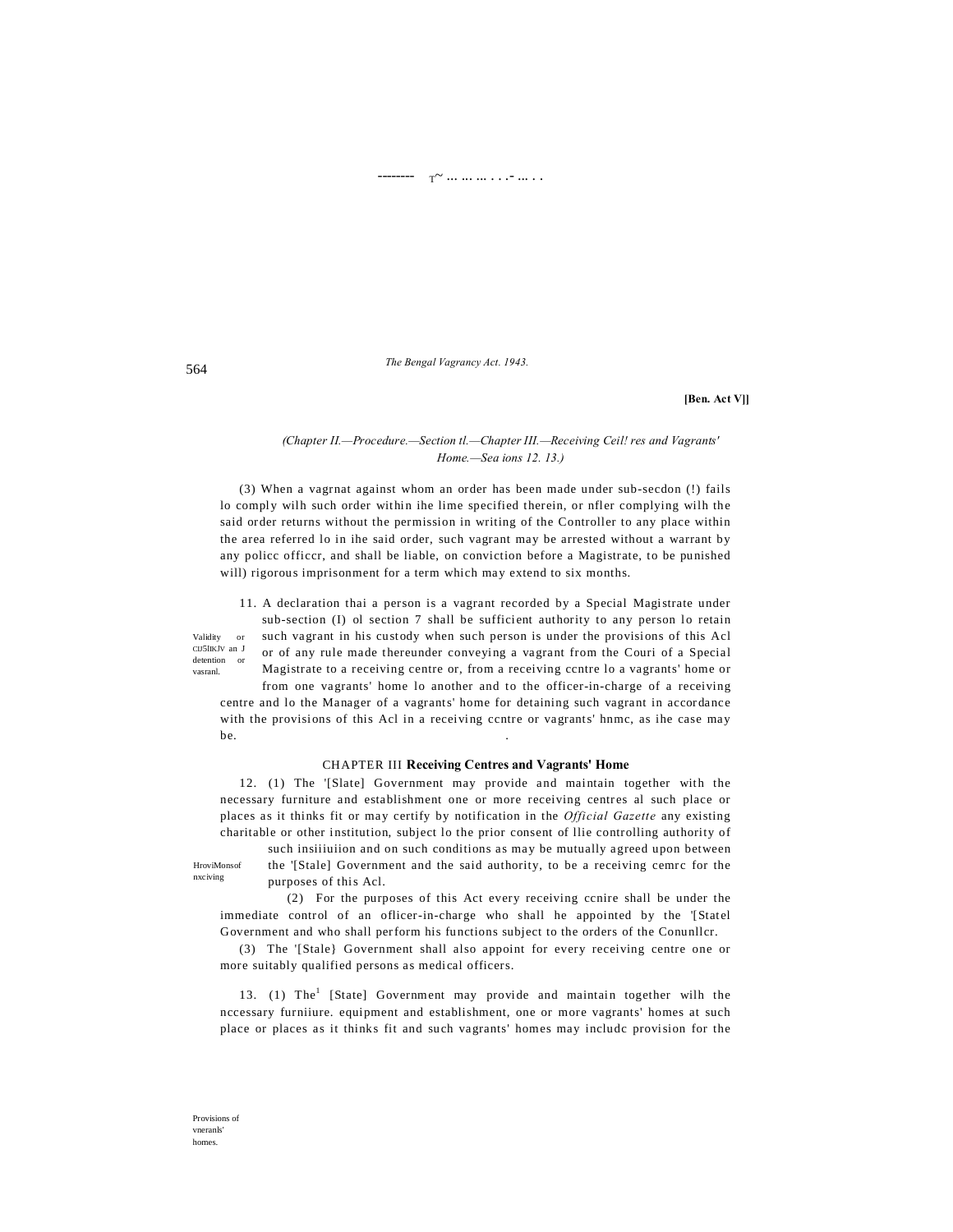[Ben. Act V]]

*(Chapter II.—Procedure.—Section tl.—Chapter III.—Receiving Ceil! res and Vagrants' Home.—Sea ions 12. 13.)*

(3) When a vagrnat against whom an order has been made under sub-secdon (!) fails lo comply wilh such order within ihe lime specified therein, or nfler complying wilh the said order returns without the permission in writing of the Controller to any place within the area referred lo in ihe said order, such vagrant may be arrested without a warrant by any policc officcr, and shall be liable, on conviction before a Magistrate, to be punished will) rigorous imprisonment for a term which may extend to six months.

Validity or CIJ5IIKJV an J detention or vasranl.

11. A declaration thai a person is a vagrant recorded by a Special Magistrate under sub-section (I) ol section 7 shall be sufficient authority to any person lo retain such vagrant in his custody when such person is under the provisions of this Acl or of any rule made thereunder conveying a vagrant from the Couri of a Special Magistrate to a receiving centre or, from a receiving ccntre lo a vagrants' home or from one vagrants' home lo another and to the officer-in-charge of a receiving centre and lo the Manager of a vagrants' home for detaining such vagrant in accordance with the provisions of this Acl in a receiving ccntre or vagrants' hnmc, as ihe case may be.

## CHAPTER III **Receiving Centres and Vagrants' Home**

HroviMonsof nxciving

12. (1) The '[Slate] Government may provide and maintain together with the necessary furniture and establishment one or more receiving centres al such place or places as it thinks fit or may certify by notification in the *Official Gazette* any existing charitable or other institution, subject lo the prior consent of llie controlling authority of such insiiiuiion and on such conditions as may be mutually agreed upon between the '[Stale] Government and the said authority, to be a receiving cemrc for the purposes of this Acl.

(2) For the purposes of this Act every receiving ccnire shall be under the immediate control of an oflicer-in-charge who shall he appointed by the '[Statel Government and who shall perform his functions subject to the orders of the Conunllcr.

(3) The '[Stale} Government shall also appoint for every receiving centre one or more suitably qualified persons as medical officers.

Provisions of vneranls' homes.

13. (1) The[1] [State] Government may provide and maintain together wilh the nccessary furniiure. equipment and establishment, one or more vagrants' homes at such place or places as it thinks fit and such vagrants' homes may includc provision for the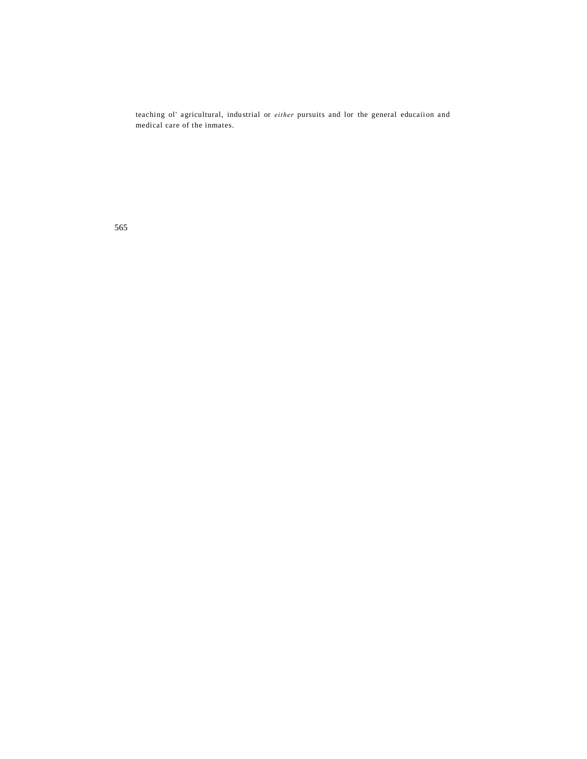teaching ol' agricultural, industrial or *either* pursuits and lor the general educaiion and medical care of the inmates.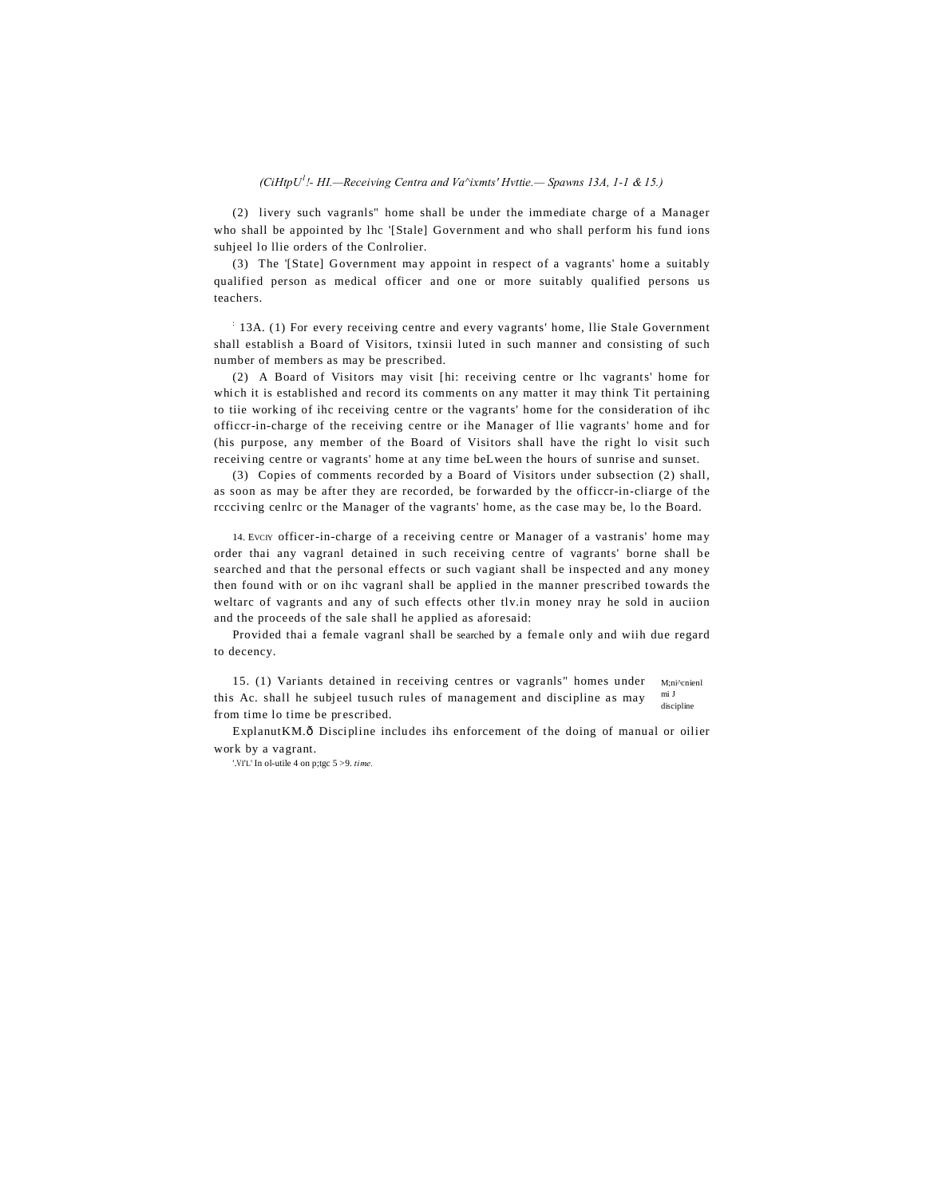(2) livery such vagranls" home shall be under the immediate charge of a Manager who shall be appointed by lhc '[Stale] Government and who shall perform his fund ions suhjeel lo llie orders of the Conlrolier.

(3) The '[State] Government may appoint in respect of a vagrants' home a suitably qualified person as medical officer and one or more suitably qualified persons us teachers.

: 13A. (1) For every receiving centre and every vagrants' home, llie Stale Government shall establish a Board of Visitors, txinsii luted in such manner and consisting of such number of members as may be prescribed.

(2) A Board of Visitors may visit [hi: receiving centre or lhc vagrants' home for which it is established and record its comments on any matter it may think Tit pertaining to tiie working of ihc receiving centre or the vagrants' home for the consideration of ihc officcr-in-charge of the receiving centre or ihe Manager of llie vagrants' home and for (his purpose, any member of the Board of Visitors shall have the right lo visit such receiving centre or vagrants' home at any time beLween the hours of sunrise and sunset.

(3) Copies of comments recorded by a Board of Visitors under subsection (2) shall, as soon as may be after they are recorded, be forwarded by the officcr-in-cliarge of the rccciving cenlrc or the Manager of the vagrants' home, as the case may be, lo the Board.

14. EVCIY officer-in-charge of a receiving centre or Manager of a vastranis' home may order thai any vagranl detained in such receiving centre of vagrants' borne shall be searched and that the personal effects or such vagiant shall be inspected and any money then found with or on ihc vagranl shall be applied in the manner prescribed towards the weltarc of vagrants and any of such effects other tlv.in money nray he sold in auciion and the proceeds of the sale shall he applied as aforesaid:

Provided thai a female vagranl shall be searched by a female only and wiih due regard to decency.

M;ni^cnienl mi J discipline

15. (1) Variants detained in receiving centres or vagranls" homes under this Ac. shall he subjeel tusuch rules of management and discipline as may from time lo time be prescribed.

ExplanutKM.ð Discipline includes ihs enforcement of the doing of manual or oilier work by a vagrant.

'.Vl'L' In ol-utile 4 on p;tgc 5 >9. *time.*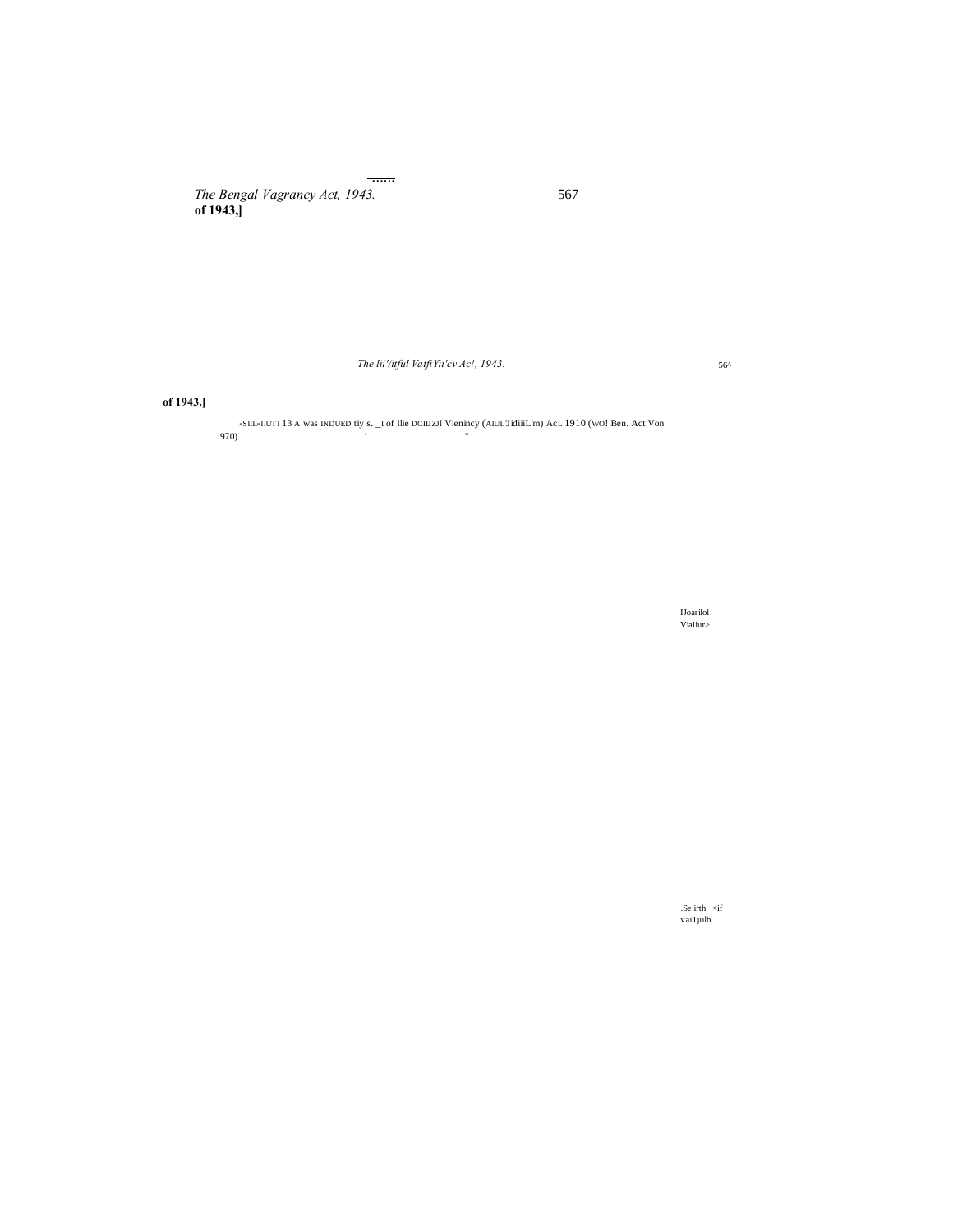-SIIL-IIUTI 13 A was INDUED tiy s. _I of Ilie DCIIJZJI Vienincy (AIUL'JidiiiL'm) Aci. 1910 (WO! Ben. Act Von 970).

IJoarilol Viaiiur>.

.Se.irth <if vaiTjiilb.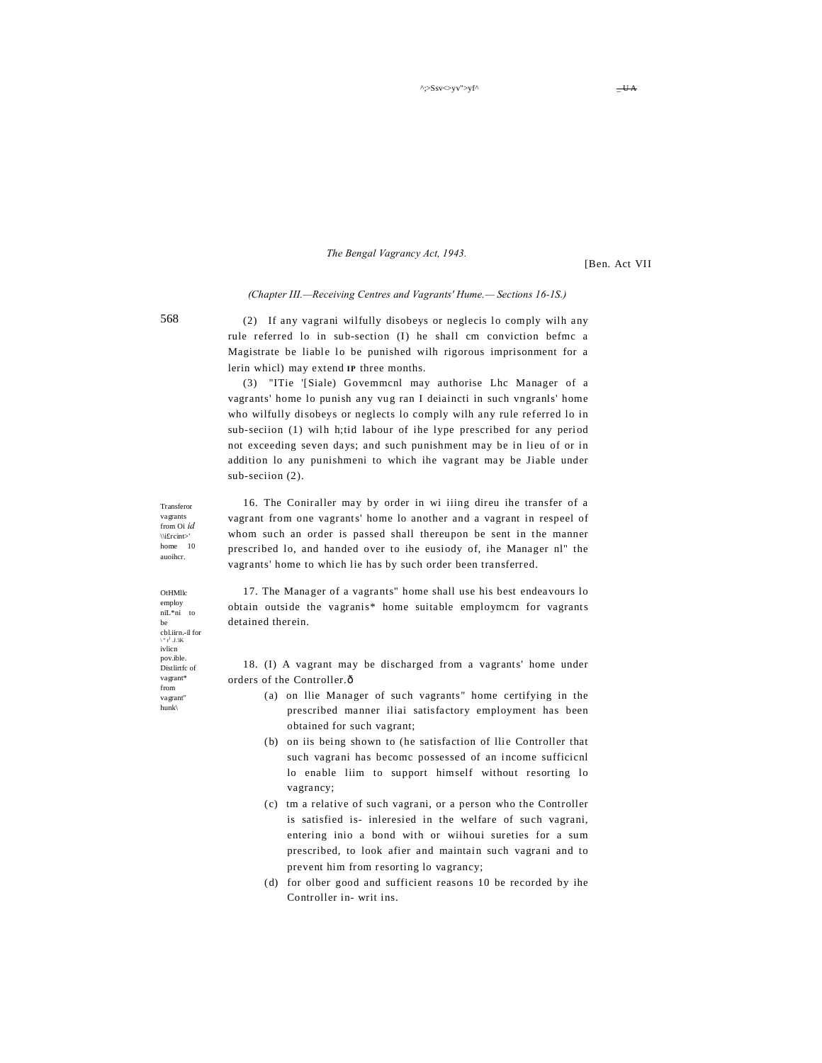(2) If any vagrani wilfully disobeys or neglecis lo comply wilh any rule referred lo in sub-section (I) he shall cm conviction befmc a Magistrate be liable lo be punished wilh rigorous imprisonment for a lerin whicl) may extend IP three months.

(3) "ITie '[Siale) Govemmcnl may authorise Lhc Manager of a vagrants' home lo punish any vug ran I deiaincti in such vngranls' home who wilfully disobeys or neglects lo comply wilh any rule referred lo in sub-seciion (1) wilh h;tid labour of ihe lype prescribed for any period not exceeding seven days; and such punishment may be in lieu of or in addition lo any punishmeni to which ihe vagrant may be Jiable under sub-seciion (2).

Transferor vagrants from Oi *id* \\i£rcint>' home 10 auoihcr.

16. The Coniraller may by order in wi iiing direu ihe transfer of a vagrant from one vagrants' home lo another and a vagrant in respeel of whom such an order is passed shall thereupon be sent in the manner prescribed lo, and handed over to ihe eusiody of, ihe Manager nl" the vagrants' home to which lie has by such order been transferred.

OtHMllc employ niL*ni to be cbLiirn.-il for ivlicn pov.ible.

17. The Manager of a vagrants" home shall use his best endeavours lo obtain outside the vagranis* home suitable employmcm for vagrants detained therein.

Distlirtfc of vagrant* from vagrant" hunk\

18. (I) A vagrant may be discharged from a vagrants' home under orders of the Controller.ð

(a) on llie Manager of such vagrants" home certifying in the prescribed manner iliai satisfactory employment has been obtained for such vagrant;

(b) on iis being shown to (he satisfaction of llie Controller that such vagrani has becomc possessed of an income sufficicnl lo enable liim to support himself without resorting lo vagrancy;

(c) tm a relative of such vagrani, or a person who the Controller is satisfied is- inleresied in the welfare of such vagrani, entering inio a bond with or wiihoui sureties for a sum prescribed, to look afier and maintain such vagrani and to prevent him from resorting lo vagrancy;

(d) for olber good and sufficient reasons 10 be recorded by ihe Controller in- writ ins.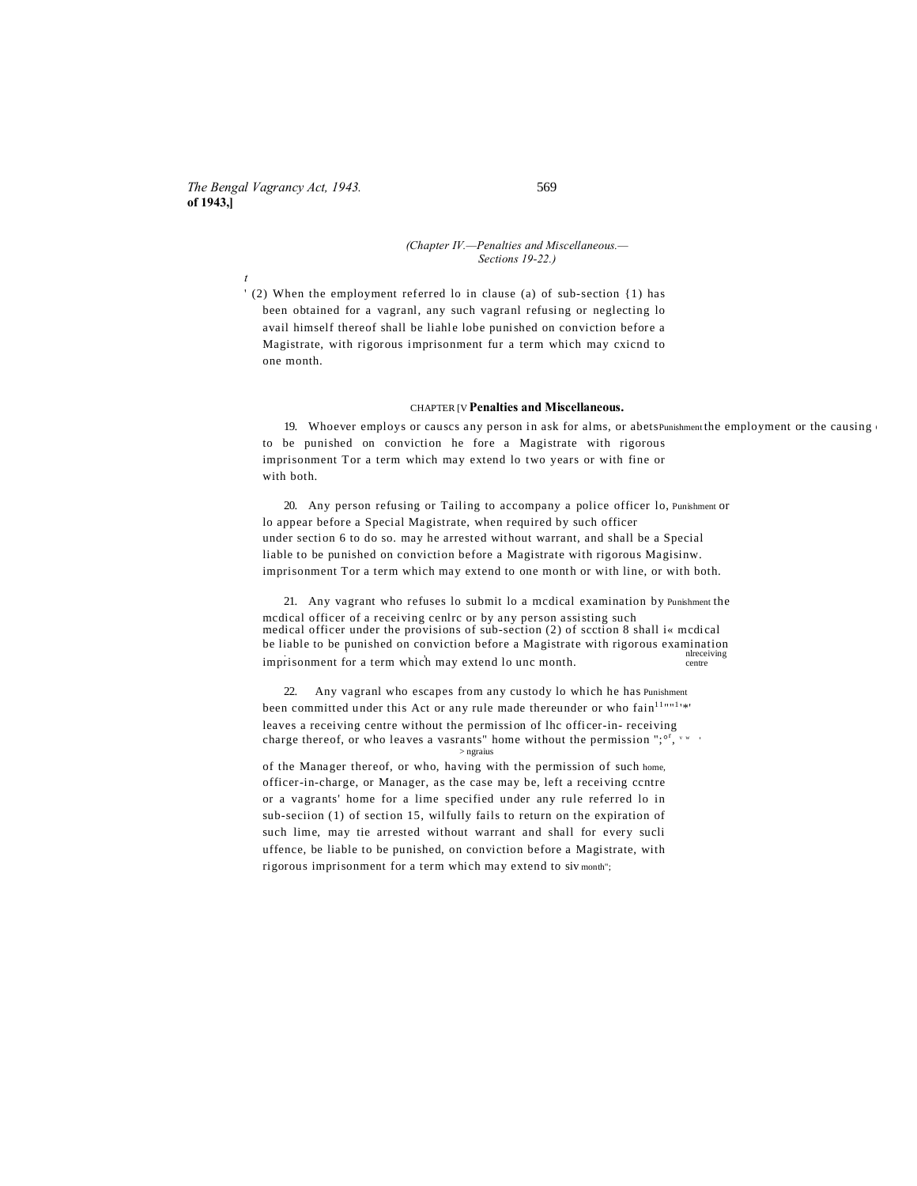(Chapter IV.—Penalties and Miscellaneous.—Sections 19-22.)

(2) When the employment referred lo in clause (a) of sub-section {1) has been obtained for a vagranl, any such vagranl refusing or neglecting lo avail himself thereof shall be liahle lobe punished on conviction before a Magistrate, with rigorous imprisonment fur a term which may cxicnd to one month.

## CHAPTER [V Penalties and Miscellaneous.

19. Whoever employs or causcs any person in ask for alms, or abets the employment or the causing to be punished on conviction he fore a Magistrate with rigorous imprisonment Tor a term which may extend lo two years or with fine or with both.

Punishment

20. Any person refusing or Tailing to accompany a police officer lo, or lo appear before a Special Magistrate, when required by such officer under section 6 to do so. may he arrested without warrant, and shall be liable to be punished on conviction before a Magistrate with rigorous imprisonment Tor a term which may extend to one month or with line, or with both.

Punishment or a Special Magisinw.

21. Any vagrant who refuses lo submit lo a mcdical examination by the mcdical officer of a receiving cenlrc or by any person assisting such medical officer under the provisions of sub-section (2) of scction 8 shall be liable to be punished on conviction before a Magistrate with rigorous imprisonment for a term which may extend lo unc month.

Punishment the i« mcdical examination nlreceiving centre

22. Any vagranl who escapes from any custody lo which he has been committed under this Act or any rule made thereunder or who leaves a receiving centre without the permission of lhc officer-in-charge thereof, or who leaves a vasrants" home without the permission of the Manager thereof, or who, having with the permission of such officer-in-charge, or Manager, as the case may be, left a receiving ccntre or a vagrants' home for a lime specified under any rule referred lo in sub-seciion (1) of section 15, wilfully fails to return on the expiration of such lime, may tie arrested without warrant and shall for every sucli uffence, be liable to be punished, on conviction before a Magistrate, with rigorous imprisonment for a term which may extend to siv month";

Punishment receiving > ngraius home,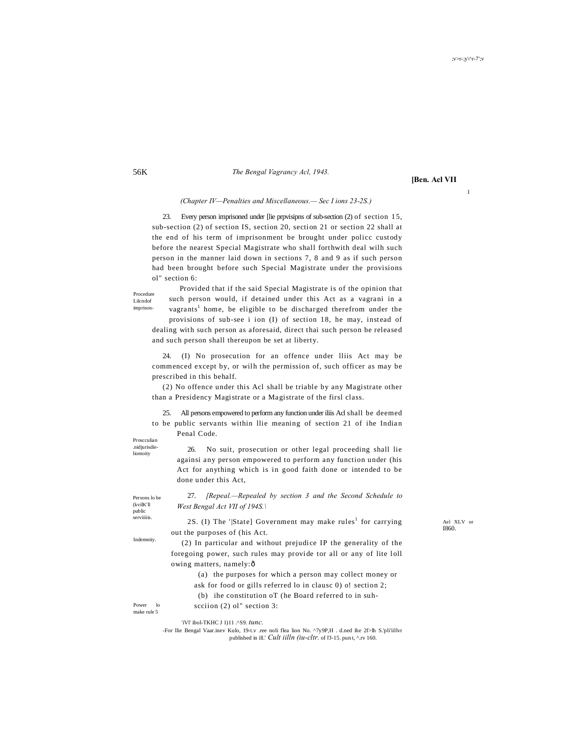(Chapter IV—Penalties and Miscellaneous.— Sec I ions 23-2S.)

Procedure Lilcndof imprison-

23. Every person imprisoned under [lie prpvisipns of sub-section (2) of section 15, sub-section (2) of section IS, section 20, section 21 or section 22 shall at the end of his term of imprisonment be brought under policc custody before the nearest Special Magistrate who shall forthwith deal wilh such person in the manner laid down in sections 7, 8 and 9 as if such person had been brought before such Special Magistrate under the provisions ol" section 6:

Provided that if the said Special Magistrate is of the opinion that such person would, if detained under this Act as a vagrani in a vagrants[1] home, be eligible to be discharged therefrom under the provisions of sub-see i ion (I) of section 18, he may, instead of dealing with such person as aforesaid, direct thai such person be released and such person shall thereupon be set at liberty.

Proscculian .nidjurisdie-liomoity

24. (I) No prosecution for an offence under lliis Act may be commenced except by, or wilh the permission of, such officer as may be prescribed in this behalf.

(2) No offence under this Acl shall be triable by any Magistrate other than a Presidency Magistrate or a Magistrate of the firsl class.

Persons lo be (kvilK'll public serviiiis.

25. All persons empowered to perform any function under iliis Acl shall be deemed to be public servants within llie meaning of section 21 of ihe Indian Penal Code.

Ael XLV or I860.

Indemnity.

26. No suit, prosecution or other legal proceeding shall lie againsi any person empowered to perform any function under (his Act for anything which is in good faith done or intended to be done under this Act,

27. *[Repeal.—Repealed by section 3 and the Second Schedule to West Bengal Act VII of 194S.\]*

Power lo make rule 5

2S. (I) The '|State] Government may make rules[1] for carrying out the purposes of (his Act.

(2) In particular and without prejudice IP the generality of the foregoing power, such rules may provide tor all or any of lite loll owing matters, namely:ð

(a) the purposes for which a person may collect money or ask for food or gills referred lo in clausc 0) o! section 2;

(b) ihe constitution oT (he Board referred to in suh-scciion (2) ol" section 3:

'iVl' ibol-TKHC J 1)11 .^S9. *tunc.*

-For llie Bengal Vaar.inev Kulo, 19-t.v .ree noli flea lion No. ^7y9P,H . d.ned ihe 2f>lh S.'pli'iillvr published in ill.' *Cult iilln (iu-cltr.* of l'J-15. pun t, ^.rv 160.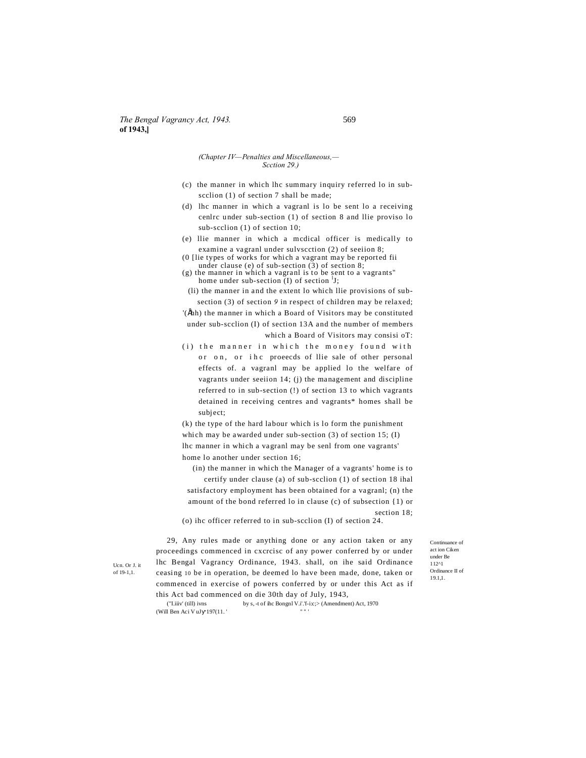*(Chapter IV—Penalties and Miscellaneous,— Scction 29.)*

(c) the manner in which lhc summary inquiry referred lo in sub-scclion (1) of section 7 shall be made;

(d) lhc manner in which a vagranl is lo be sent lo a receiving cenlrc under sub-section (1) of section 8 and llie proviso lo sub-scclion (1) of section 10;

(e) llie manner in which a mcdical officer is medically to examine a vagranl under sulvscction (2) of seeiion 8;

(0 [lie types of works for which a vagrant may be reported fii under clause (e) of sub-section (3) of section 8;

(g) the manner in which a vagranl is to be sent to a vagrants" home under sub-section (I) of section [1]J;

(li) the manner in and the extent lo which llie provisions of sub-section (3) of section *9* in respect of children may be relaxed;

'(Ähh) the manner in which a Board of Visitors may be constituted under sub-scclion (I) of section 13A and the number of members which a Board of Visitors may consisi oT:

(i) the manner in which the money found with or on, or ihc proeecds of llie sale of other personal effects of. a vagranl may be applied lo the welfare of vagrants under seeiion 14; (j) the management and discipline referred to in sub-section (!) of section 13 to which vagrants detained in receiving centres and vagrants* homes shall be subject;

(k) the type of the hard labour which is lo form the punishment which may be awarded under sub-section (3) of section 15; (I) lhc manner in which a vagranl may be senl from one vagrants' home lo another under section 16;

(in) the manner in which the Manager of a vagrants' home is to certify under clause (a) of sub-scclion (1) of section 18 ihal satisfactory employment has been obtained for a vagranl; (n) the amount of the bond referred lo in clause (c) of subsection {1) or section 18;

(o) ihc officer referred to in sub-scclion (I) of section 24.

Continuance of act ion Ciken under Be 112^1 Ordinance II of 19.1,1.

Ucn. Or J. it of 19-1,1.

29, Any rules made or anything done or any action taken or any proceedings commenced in cxcrcisc of any power conferred by or under lhc Bengal Vagrancy Ordinance, 1943. shall, on ihe said Ordinance ceasing 10 be in operation, be deemed lo have been made, done, taken or commenced in exercise of powers conferred by or under this Act as if this Act bad commenced on die 30th day of July, 1943,

("l.iiiv' (till) ivns by s, -t of ihc Bongnl V.i'.'f-i:c;> (Amendment) Act, 1970 (Will Ben Aci V uJy-197(11. '